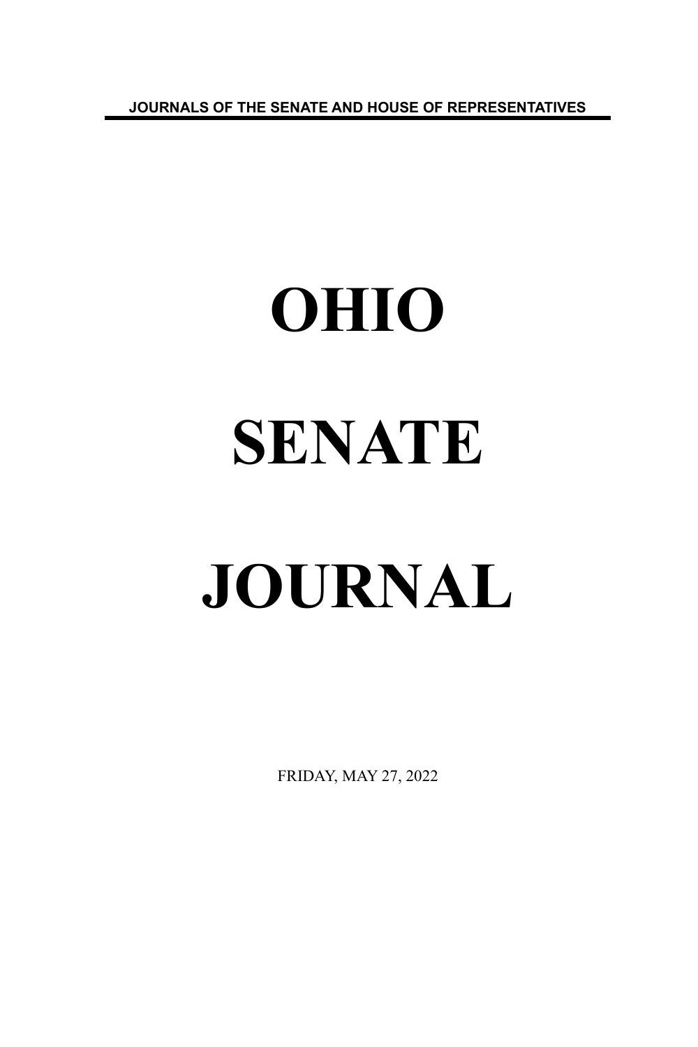JOURNALS OF THE SENATE AND HOUSE OF REPRESENTATIVES

# OHIO

# SENATE

# JOURNAL

FRIDAY, MAY 27, 2022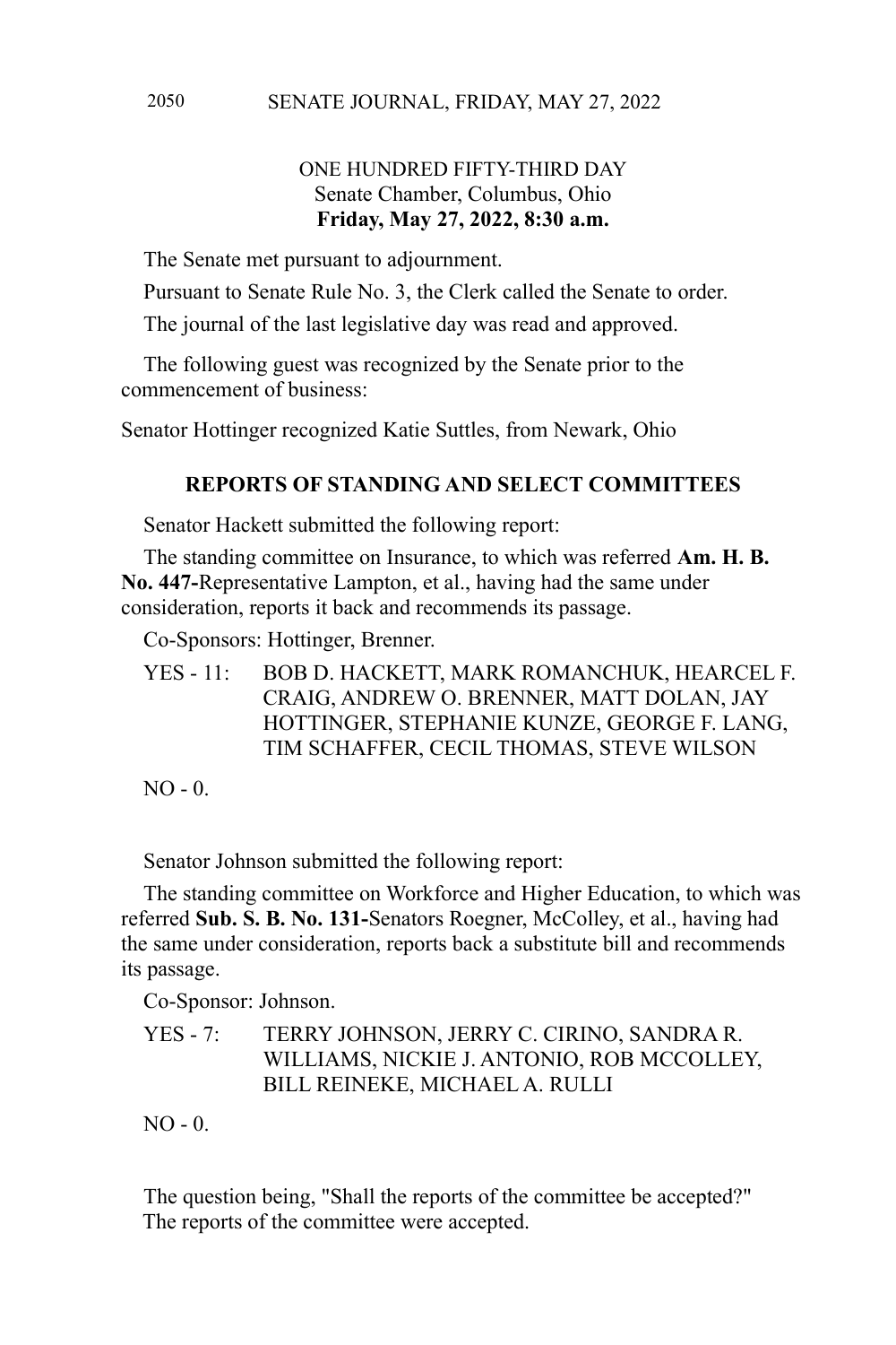ONE HUNDRED FIFTY-THIRD DAY
Senate Chamber, Columbus, Ohio
**Friday, May 27, 2022, 8:30 a.m.**

The Senate met pursuant to adjournment.

Pursuant to Senate Rule No. 3, the Clerk called the Senate to order.

The journal of the last legislative day was read and approved.

The following guest was recognized by the Senate prior to the commencement of business:

Senator Hottinger recognized Katie Suttles, from Newark, Ohio

## REPORTS OF STANDING AND SELECT COMMITTEES

Senator Hackett submitted the following report:

The standing committee on Insurance, to which was referred **Am. H. B. No. 447-**Representative Lampton, et al., having had the same under consideration, reports it back and recommends its passage.

Co-Sponsors: Hottinger, Brenner.

YES - 11: BOB D. HACKETT, MARK ROMANCHUK, HEARCEL F. CRAIG, ANDREW O. BRENNER, MATT DOLAN, JAY HOTTINGER, STEPHANIE KUNZE, GEORGE F. LANG, TIM SCHAFFER, CECIL THOMAS, STEVE WILSON

NO - 0.

Senator Johnson submitted the following report:

The standing committee on Workforce and Higher Education, to which was referred **Sub. S. B. No. 131-**Senators Roegner, McColley, et al., having had the same under consideration, reports back a substitute bill and recommends its passage.

Co-Sponsor: Johnson.

YES - 7: TERRY JOHNSON, JERRY C. CIRINO, SANDRA R. WILLIAMS, NICKIE J. ANTONIO, ROB MCCOLLEY, BILL REINEKE, MICHAEL A. RULLI

NO - 0.

The question being, "Shall the reports of the committee be accepted?" The reports of the committee were accepted.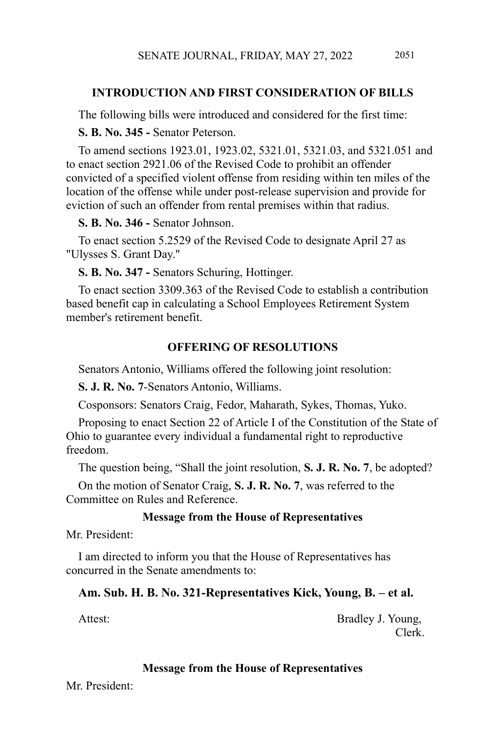## INTRODUCTION AND FIRST CONSIDERATION OF BILLS

The following bills were introduced and considered for the first time:

**S. B. No. 345 -** Senator Peterson.

To amend sections 1923.01, 1923.02, 5321.01, 5321.03, and 5321.051 and to enact section 2921.06 of the Revised Code to prohibit an offender convicted of a specified violent offense from residing within ten miles of the location of the offense while under post-release supervision and provide for eviction of such an offender from rental premises within that radius.

**S. B. No. 346 -** Senator Johnson.

To enact section 5.2529 of the Revised Code to designate April 27 as "Ulysses S. Grant Day."

**S. B. No. 347 -** Senators Schuring, Hottinger.

To enact section 3309.363 of the Revised Code to establish a contribution based benefit cap in calculating a School Employees Retirement System member's retirement benefit.

## OFFERING OF RESOLUTIONS

Senators Antonio, Williams offered the following joint resolution:

**S. J. R. No. 7**-Senators Antonio, Williams.

Cosponsors: Senators Craig, Fedor, Maharath, Sykes, Thomas, Yuko.

Proposing to enact Section 22 of Article I of the Constitution of the State of Ohio to guarantee every individual a fundamental right to reproductive freedom.

The question being, "Shall the joint resolution, **S. J. R. No. 7**, be adopted?

On the motion of Senator Craig, **S. J. R. No. 7**, was referred to the Committee on Rules and Reference.

### Message from the House of Representatives

Mr. President:

I am directed to inform you that the House of Representatives has concurred in the Senate amendments to:

**Am. Sub. H. B. No. 321-Representatives Kick, Young, B. – et al.**

Attest: Bradley J. Young,
Clerk.

### Message from the House of Representatives

Mr. President: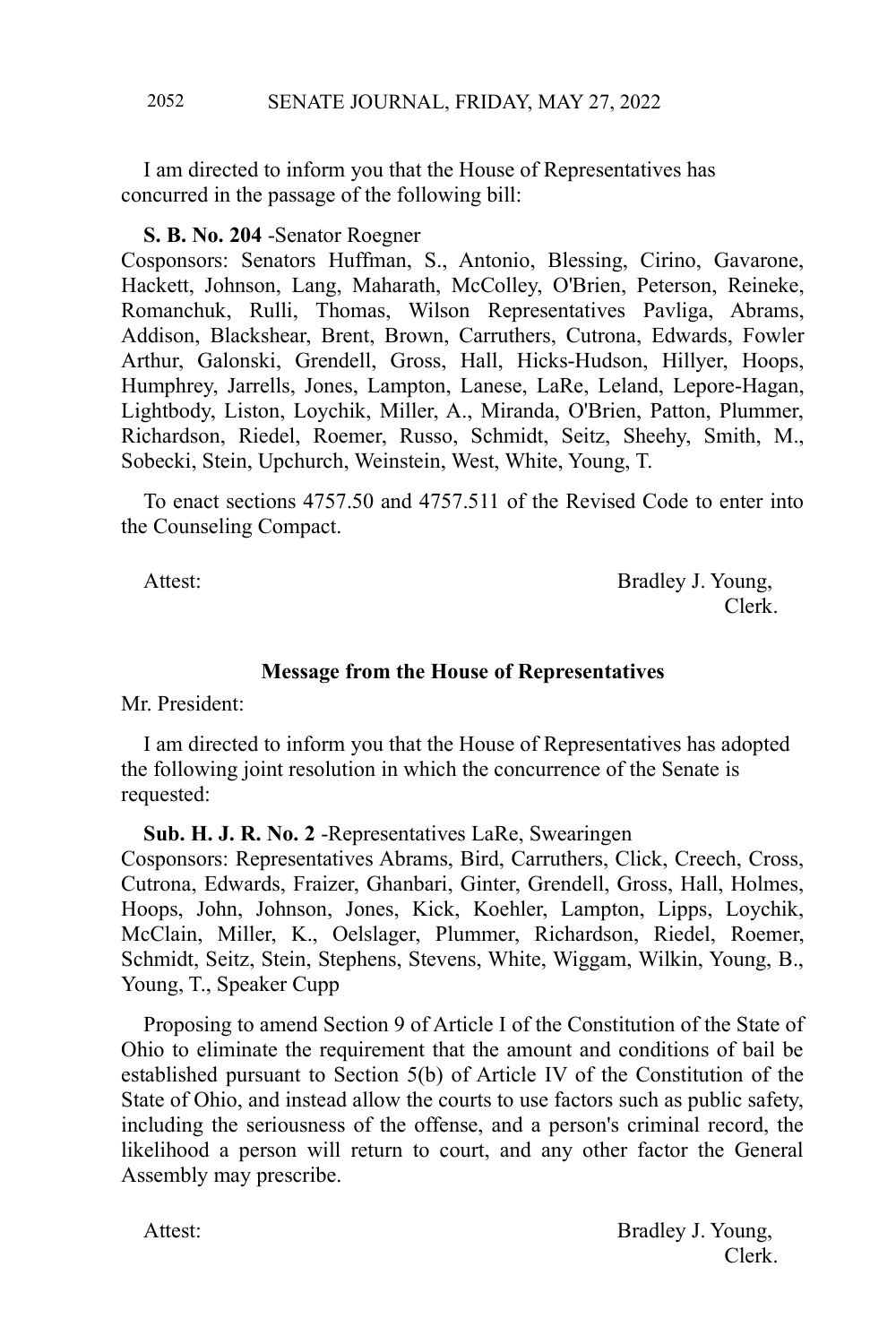I am directed to inform you that the House of Representatives has concurred in the passage of the following bill:

**S. B. No. 204** -Senator Roegner
Cosponsors: Senators Huffman, S., Antonio, Blessing, Cirino, Gavarone, Hackett, Johnson, Lang, Maharath, McColley, O'Brien, Peterson, Reineke, Romanchuk, Rulli, Thomas, Wilson Representatives Pavliga, Abrams, Addison, Blackshear, Brent, Brown, Carruthers, Cutrona, Edwards, Fowler Arthur, Galonski, Grendell, Gross, Hall, Hicks-Hudson, Hillyer, Hoops, Humphrey, Jarrells, Jones, Lampton, Lanese, LaRe, Leland, Lepore-Hagan, Lightbody, Liston, Loychik, Miller, A., Miranda, O'Brien, Patton, Plummer, Richardson, Riedel, Roemer, Russo, Schmidt, Seitz, Sheehy, Smith, M., Sobecki, Stein, Upchurch, Weinstein, West, White, Young, T.

To enact sections 4757.50 and 4757.511 of the Revised Code to enter into the Counseling Compact.

Attest: Bradley J. Young,
Clerk.

**Message from the House of Representatives**

Mr. President:

I am directed to inform you that the House of Representatives has adopted the following joint resolution in which the concurrence of the Senate is requested:

**Sub. H. J. R. No. 2** -Representatives LaRe, Swearingen
Cosponsors: Representatives Abrams, Bird, Carruthers, Click, Creech, Cross, Cutrona, Edwards, Fraizer, Ghanbari, Ginter, Grendell, Gross, Hall, Holmes, Hoops, John, Johnson, Jones, Kick, Koehler, Lampton, Lipps, Loychik, McClain, Miller, K., Oelslager, Plummer, Richardson, Riedel, Roemer, Schmidt, Seitz, Stein, Stephens, Stevens, White, Wiggam, Wilkin, Young, B., Young, T., Speaker Cupp

Proposing to amend Section 9 of Article I of the Constitution of the State of Ohio to eliminate the requirement that the amount and conditions of bail be established pursuant to Section 5(b) of Article IV of the Constitution of the State of Ohio, and instead allow the courts to use factors such as public safety, including the seriousness of the offense, and a person's criminal record, the likelihood a person will return to court, and any other factor the General Assembly may prescribe.

Attest: Bradley J. Young,
Clerk.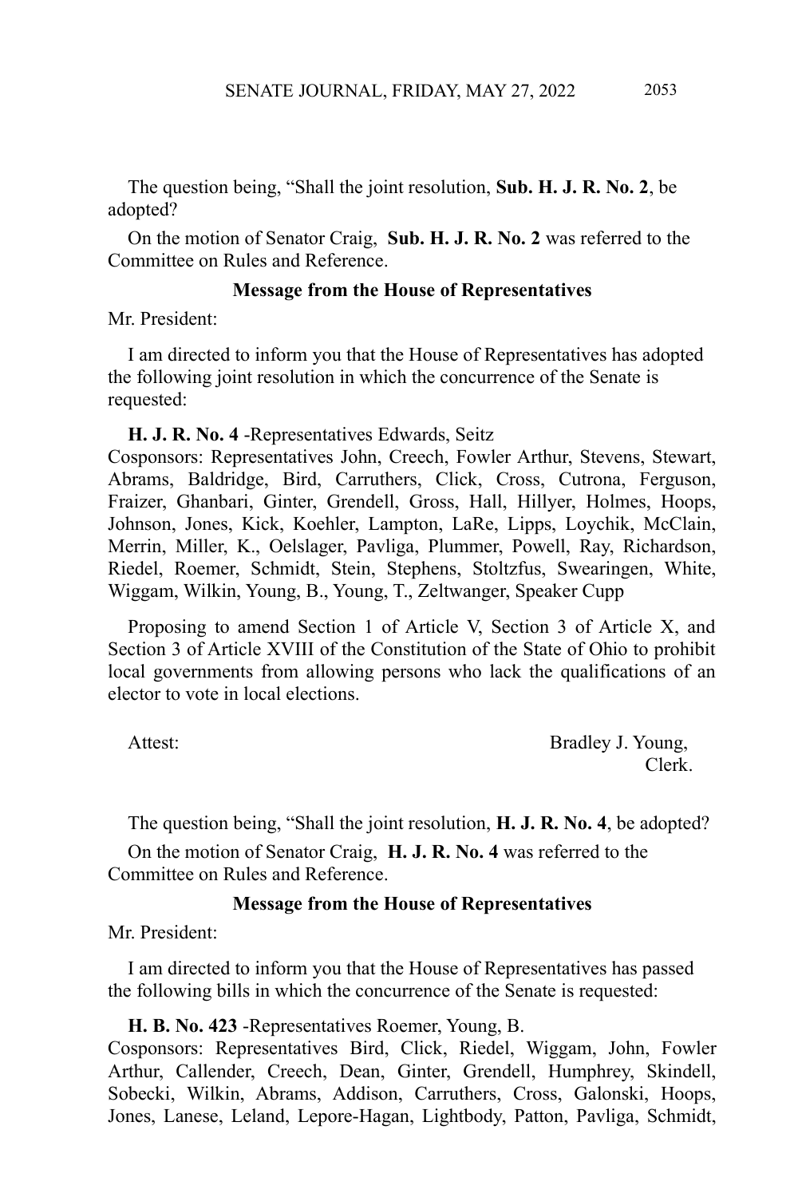The question being, "Shall the joint resolution, **Sub. H. J. R. No. 2**, be adopted?

On the motion of Senator Craig, **Sub. H. J. R. No. 2** was referred to the Committee on Rules and Reference.

**Message from the House of Representatives**

Mr. President:

I am directed to inform you that the House of Representatives has adopted the following joint resolution in which the concurrence of the Senate is requested:

**H. J. R. No. 4** -Representatives Edwards, Seitz
Cosponsors: Representatives John, Creech, Fowler Arthur, Stevens, Stewart, Abrams, Baldridge, Bird, Carruthers, Click, Cross, Cutrona, Ferguson, Fraizer, Ghanbari, Ginter, Grendell, Gross, Hall, Hillyer, Holmes, Hoops, Johnson, Jones, Kick, Koehler, Lampton, LaRe, Lipps, Loychik, McClain, Merrin, Miller, K., Oelslager, Pavliga, Plummer, Powell, Ray, Richardson, Riedel, Roemer, Schmidt, Stein, Stephens, Stoltzfus, Swearingen, White, Wiggam, Wilkin, Young, B., Young, T., Zeltwanger, Speaker Cupp

Proposing to amend Section 1 of Article V, Section 3 of Article X, and Section 3 of Article XVIII of the Constitution of the State of Ohio to prohibit local governments from allowing persons who lack the qualifications of an elector to vote in local elections.

Attest: Bradley J. Young,
Clerk.

The question being, "Shall the joint resolution, **H. J. R. No. 4**, be adopted?

On the motion of Senator Craig, **H. J. R. No. 4** was referred to the Committee on Rules and Reference.

**Message from the House of Representatives**

Mr. President:

I am directed to inform you that the House of Representatives has passed the following bills in which the concurrence of the Senate is requested:

**H. B. No. 423** -Representatives Roemer, Young, B.
Cosponsors: Representatives Bird, Click, Riedel, Wiggam, John, Fowler Arthur, Callender, Creech, Dean, Ginter, Grendell, Humphrey, Skindell, Sobecki, Wilkin, Abrams, Addison, Carruthers, Cross, Galonski, Hoops, Jones, Lanese, Leland, Lepore-Hagan, Lightbody, Patton, Pavliga, Schmidt,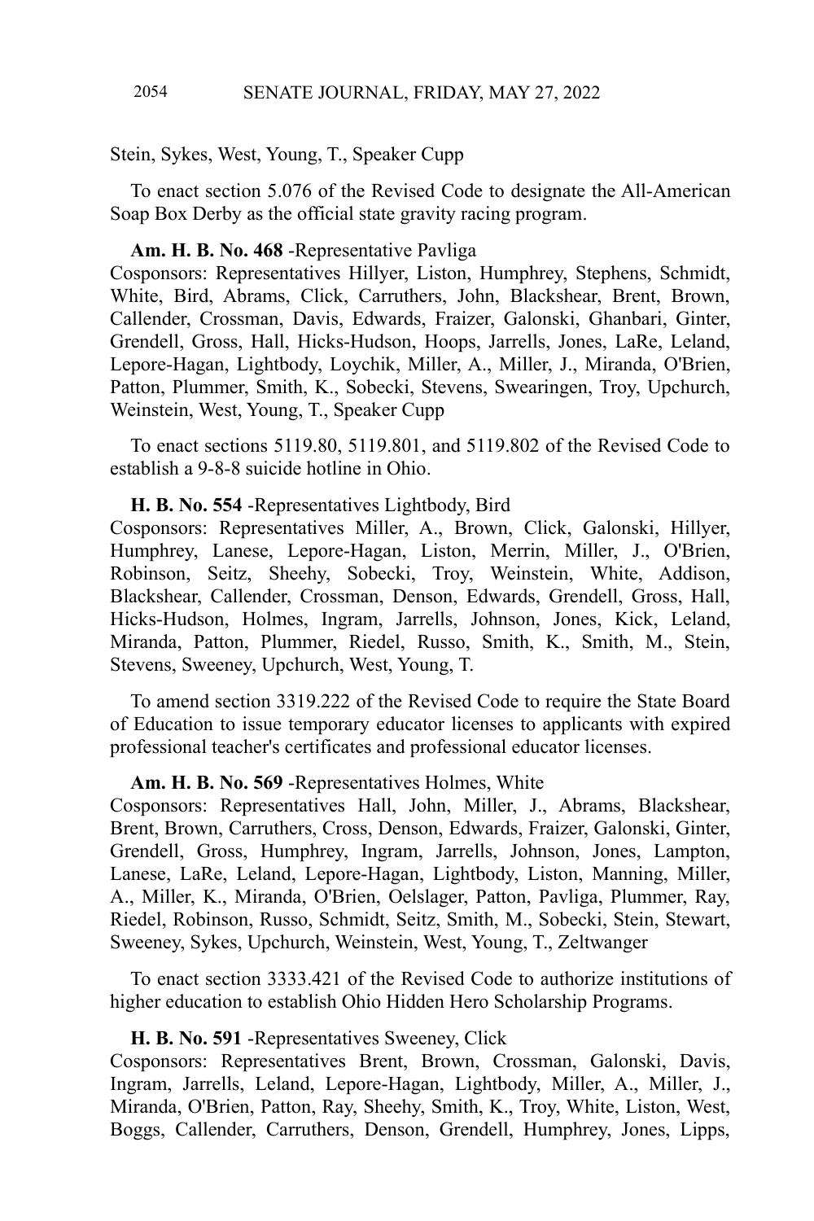Stein, Sykes, West, Young, T., Speaker Cupp

To enact section 5.076 of the Revised Code to designate the All-American Soap Box Derby as the official state gravity racing program.

**Am. H. B. No. 468** -Representative Pavliga
Cosponsors: Representatives Hillyer, Liston, Humphrey, Stephens, Schmidt, White, Bird, Abrams, Click, Carruthers, John, Blackshear, Brent, Brown, Callender, Crossman, Davis, Edwards, Fraizer, Galonski, Ghanbari, Ginter, Grendell, Gross, Hall, Hicks-Hudson, Hoops, Jarrells, Jones, LaRe, Leland, Lepore-Hagan, Lightbody, Loychik, Miller, A., Miller, J., Miranda, O'Brien, Patton, Plummer, Smith, K., Sobecki, Stevens, Swearingen, Troy, Upchurch, Weinstein, West, Young, T., Speaker Cupp

To enact sections 5119.80, 5119.801, and 5119.802 of the Revised Code to establish a 9-8-8 suicide hotline in Ohio.

**H. B. No. 554** -Representatives Lightbody, Bird
Cosponsors: Representatives Miller, A., Brown, Click, Galonski, Hillyer, Humphrey, Lanese, Lepore-Hagan, Liston, Merrin, Miller, J., O'Brien, Robinson, Seitz, Sheehy, Sobecki, Troy, Weinstein, White, Addison, Blackshear, Callender, Crossman, Denson, Edwards, Grendell, Gross, Hall, Hicks-Hudson, Holmes, Ingram, Jarrells, Johnson, Jones, Kick, Leland, Miranda, Patton, Plummer, Riedel, Russo, Smith, K., Smith, M., Stein, Stevens, Sweeney, Upchurch, West, Young, T.

To amend section 3319.222 of the Revised Code to require the State Board of Education to issue temporary educator licenses to applicants with expired professional teacher's certificates and professional educator licenses.

**Am. H. B. No. 569** -Representatives Holmes, White
Cosponsors: Representatives Hall, John, Miller, J., Abrams, Blackshear, Brent, Brown, Carruthers, Cross, Denson, Edwards, Fraizer, Galonski, Ginter, Grendell, Gross, Humphrey, Ingram, Jarrells, Johnson, Jones, Lampton, Lanese, LaRe, Leland, Lepore-Hagan, Lightbody, Liston, Manning, Miller, A., Miller, K., Miranda, O'Brien, Oelslager, Patton, Pavliga, Plummer, Ray, Riedel, Robinson, Russo, Schmidt, Seitz, Smith, M., Sobecki, Stein, Stewart, Sweeney, Sykes, Upchurch, Weinstein, West, Young, T., Zeltwanger

To enact section 3333.421 of the Revised Code to authorize institutions of higher education to establish Ohio Hidden Hero Scholarship Programs.

**H. B. No. 591** -Representatives Sweeney, Click
Cosponsors: Representatives Brent, Brown, Crossman, Galonski, Davis, Ingram, Jarrells, Leland, Lepore-Hagan, Lightbody, Miller, A., Miller, J., Miranda, O'Brien, Patton, Ray, Sheehy, Smith, K., Troy, White, Liston, West, Boggs, Callender, Carruthers, Denson, Grendell, Humphrey, Jones, Lipps,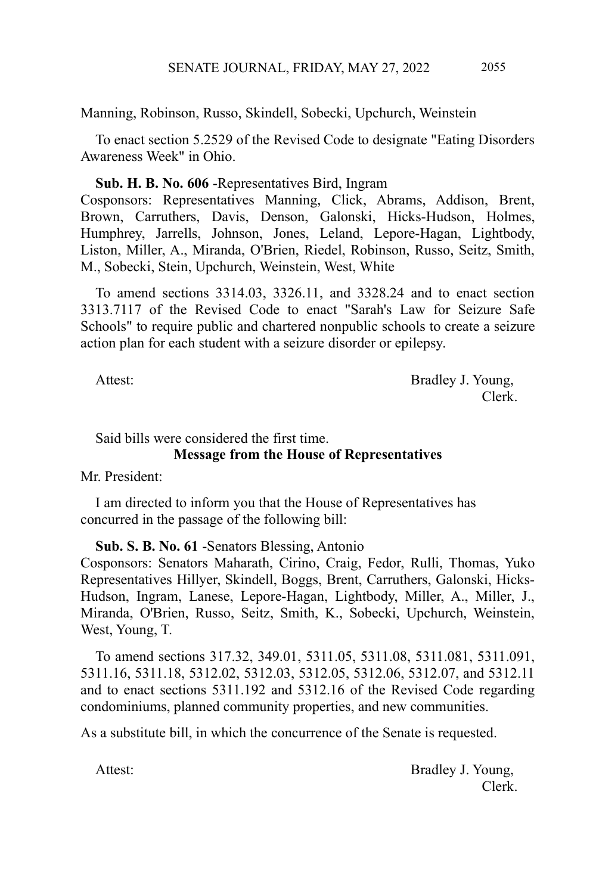Manning, Robinson, Russo, Skindell, Sobecki, Upchurch, Weinstein

To enact section 5.2529 of the Revised Code to designate "Eating Disorders Awareness Week" in Ohio.

**Sub. H. B. No. 606** -Representatives Bird, Ingram
Cosponsors: Representatives Manning, Click, Abrams, Addison, Brent, Brown, Carruthers, Davis, Denson, Galonski, Hicks-Hudson, Holmes, Humphrey, Jarrells, Johnson, Jones, Leland, Lepore-Hagan, Lightbody, Liston, Miller, A., Miranda, O'Brien, Riedel, Robinson, Russo, Seitz, Smith, M., Sobecki, Stein, Upchurch, Weinstein, West, White

To amend sections 3314.03, 3326.11, and 3328.24 and to enact section 3313.7117 of the Revised Code to enact "Sarah's Law for Seizure Safe Schools" to require public and chartered nonpublic schools to create a seizure action plan for each student with a seizure disorder or epilepsy.

Attest: Bradley J. Young,
Clerk.

Said bills were considered the first time.

**Message from the House of Representatives**

Mr. President:

I am directed to inform you that the House of Representatives has concurred in the passage of the following bill:

**Sub. S. B. No. 61** -Senators Blessing, Antonio
Cosponsors: Senators Maharath, Cirino, Craig, Fedor, Rulli, Thomas, Yuko Representatives Hillyer, Skindell, Boggs, Brent, Carruthers, Galonski, Hicks-Hudson, Ingram, Lanese, Lepore-Hagan, Lightbody, Miller, A., Miller, J., Miranda, O'Brien, Russo, Seitz, Smith, K., Sobecki, Upchurch, Weinstein, West, Young, T.

To amend sections 317.32, 349.01, 5311.05, 5311.08, 5311.081, 5311.091, 5311.16, 5311.18, 5312.02, 5312.03, 5312.05, 5312.06, 5312.07, and 5312.11 and to enact sections 5311.192 and 5312.16 of the Revised Code regarding condominiums, planned community properties, and new communities.

As a substitute bill, in which the concurrence of the Senate is requested.

Attest: Bradley J. Young,
Clerk.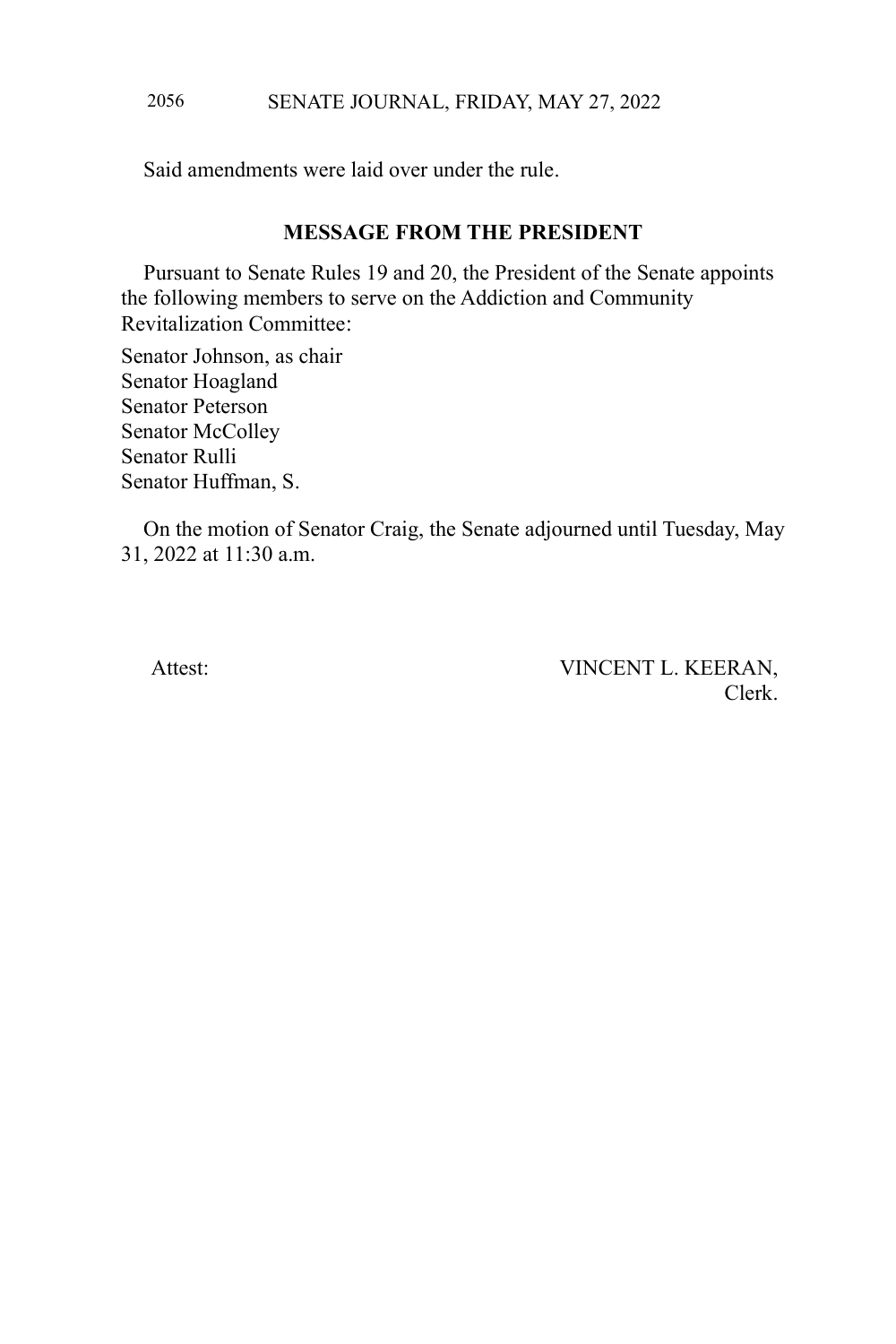Said amendments were laid over under the rule.

## MESSAGE FROM THE PRESIDENT

Pursuant to Senate Rules 19 and 20, the President of the Senate appoints the following members to serve on the Addiction and Community Revitalization Committee:

Senator Johnson, as chair
Senator Hoagland
Senator Peterson
Senator McColley
Senator Rulli
Senator Huffman, S.

On the motion of Senator Craig, the Senate adjourned until Tuesday, May 31, 2022 at 11:30 a.m.

Attest: VINCENT L. KEERAN,
Clerk.